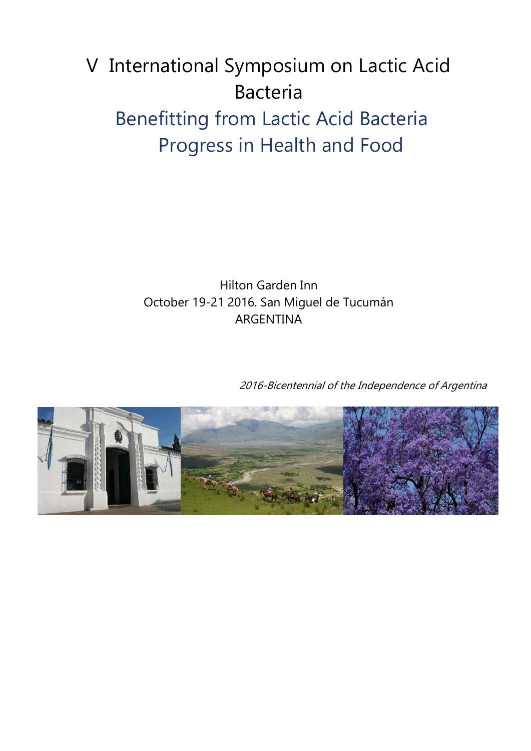# V International Symposium on Lactic Acid Bacteria

## Benefitting from Lactic Acid Bacteria Progress in Health and Food

Hilton Garden Inn
October 19-21 2016. San Miguel de Tucumán
ARGENTINA

*2016-Bicentennial of the Independence of Argentina*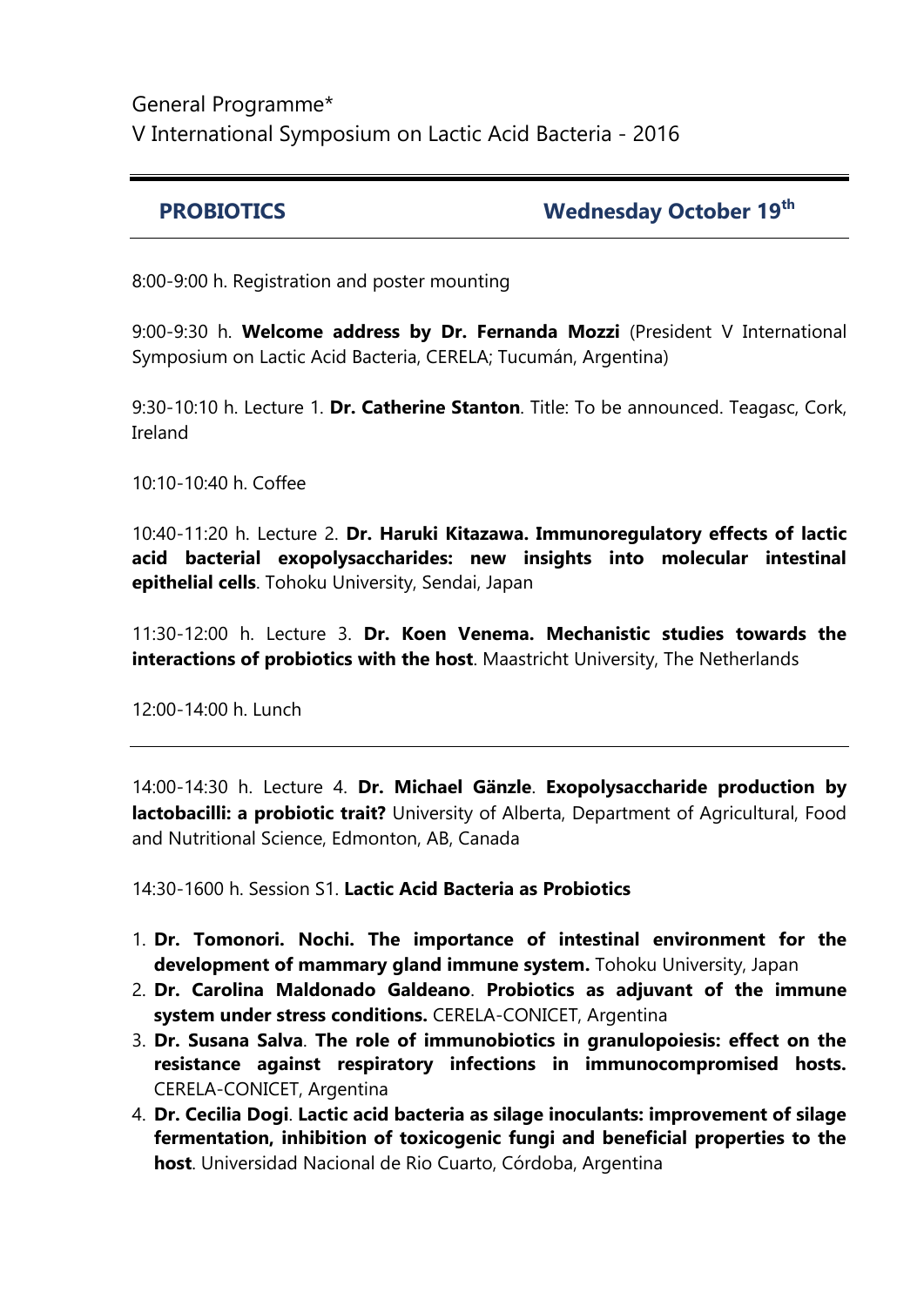General Programme*

V International Symposium on Lactic Acid Bacteria - 2016

---

## PROBIOTICS — Wednesday October 19$^{th}$

8:00-9:00 h. Registration and poster mounting

9:00-9:30 h. **Welcome address by Dr. Fernanda Mozzi** (President V International Symposium on Lactic Acid Bacteria, CERELA; Tucumán, Argentina)

9:30-10:10 h. Lecture 1. **Dr. Catherine Stanton**. Title: To be announced. Teagasc, Cork, Ireland

10:10-10:40 h. Coffee

10:40-11:20 h. Lecture 2. **Dr. Haruki Kitazawa. Immunoregulatory effects of lactic acid bacterial exopolysaccharides: new insights into molecular intestinal epithelial cells**. Tohoku University, Sendai, Japan

11:30-12:00 h. Lecture 3. **Dr. Koen Venema. Mechanistic studies towards the interactions of probiotics with the host**. Maastricht University, The Netherlands

12:00-14:00 h. Lunch

---

14:00-14:30 h. Lecture 4. **Dr. Michael Gänzle**. **Exopolysaccharide production by lactobacilli: a probiotic trait?** University of Alberta, Department of Agricultural, Food and Nutritional Science, Edmonton, AB, Canada

14:30-1600 h. Session S1. **Lactic Acid Bacteria as Probiotics**

1. **Dr. Tomonori. Nochi. The importance of intestinal environment for the development of mammary gland immune system.** Tohoku University, Japan
2. **Dr. Carolina Maldonado Galdeano**. **Probiotics as adjuvant of the immune system under stress conditions.** CERELA-CONICET, Argentina
3. **Dr. Susana Salva**. **The role of immunobiotics in granulopoiesis: effect on the resistance against respiratory infections in immunocompromised hosts.** CERELA-CONICET, Argentina
4. **Dr. Cecilia Dogi**. **Lactic acid bacteria as silage inoculants: improvement of silage fermentation, inhibition of toxicogenic fungi and beneficial properties to the host**. Universidad Nacional de Rio Cuarto, Córdoba, Argentina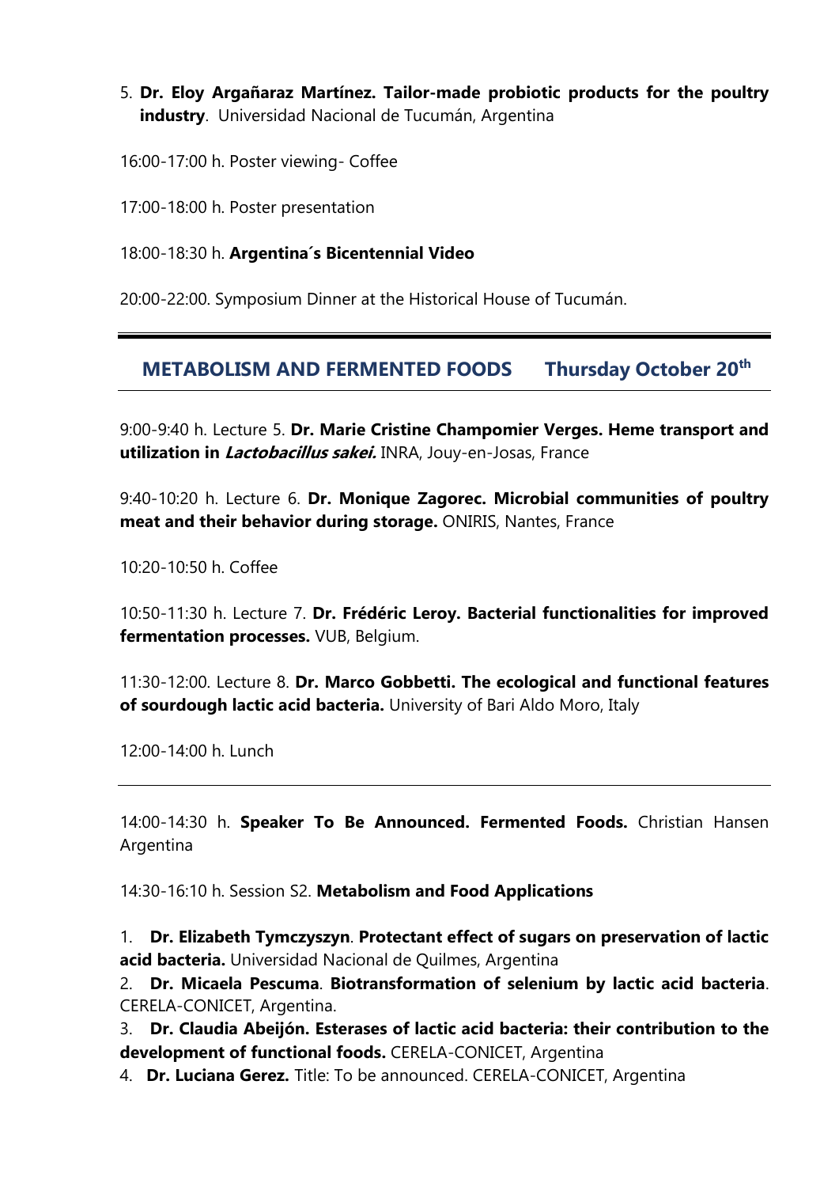5. **Dr. Eloy Argañaraz Martínez. Tailor-made probiotic products for the poultry industry**. Universidad Nacional de Tucumán, Argentina

16:00-17:00 h. Poster viewing- Coffee

17:00-18:00 h. Poster presentation

18:00-18:30 h. **Argentina´s Bicentennial Video**

20:00-22:00. Symposium Dinner at the Historical House of Tucumán.

---

## METABOLISM AND FERMENTED FOODS    Thursday October 20th

9:00-9:40 h. Lecture 5. **Dr. Marie Cristine Champomier Verges. Heme transport and utilization in *Lactobacillus sakei.*** INRA, Jouy-en-Josas, France

9:40-10:20 h. Lecture 6. **Dr. Monique Zagorec. Microbial communities of poultry meat and their behavior during storage.** ONIRIS, Nantes, France

10:20-10:50 h. Coffee

10:50-11:30 h. Lecture 7. **Dr. Frédéric Leroy. Bacterial functionalities for improved fermentation processes.** VUB, Belgium.

11:30-12:00. Lecture 8. **Dr. Marco Gobbetti. The ecological and functional features of sourdough lactic acid bacteria.** University of Bari Aldo Moro, Italy

12:00-14:00 h. Lunch

---

14:00-14:30 h. **Speaker To Be Announced. Fermented Foods.** Christian Hansen Argentina

14:30-16:10 h. Session S2. **Metabolism and Food Applications**

1. **Dr. Elizabeth Tymczyszyn**. **Protectant effect of sugars on preservation of lactic acid bacteria.** Universidad Nacional de Quilmes, Argentina
2. **Dr. Micaela Pescuma**. **Biotransformation of selenium by lactic acid bacteria**. CERELA-CONICET, Argentina.
3. **Dr. Claudia Abeijón. Esterases of lactic acid bacteria: their contribution to the development of functional foods.** CERELA-CONICET, Argentina
4. **Dr. Luciana Gerez.** Title: To be announced. CERELA-CONICET, Argentina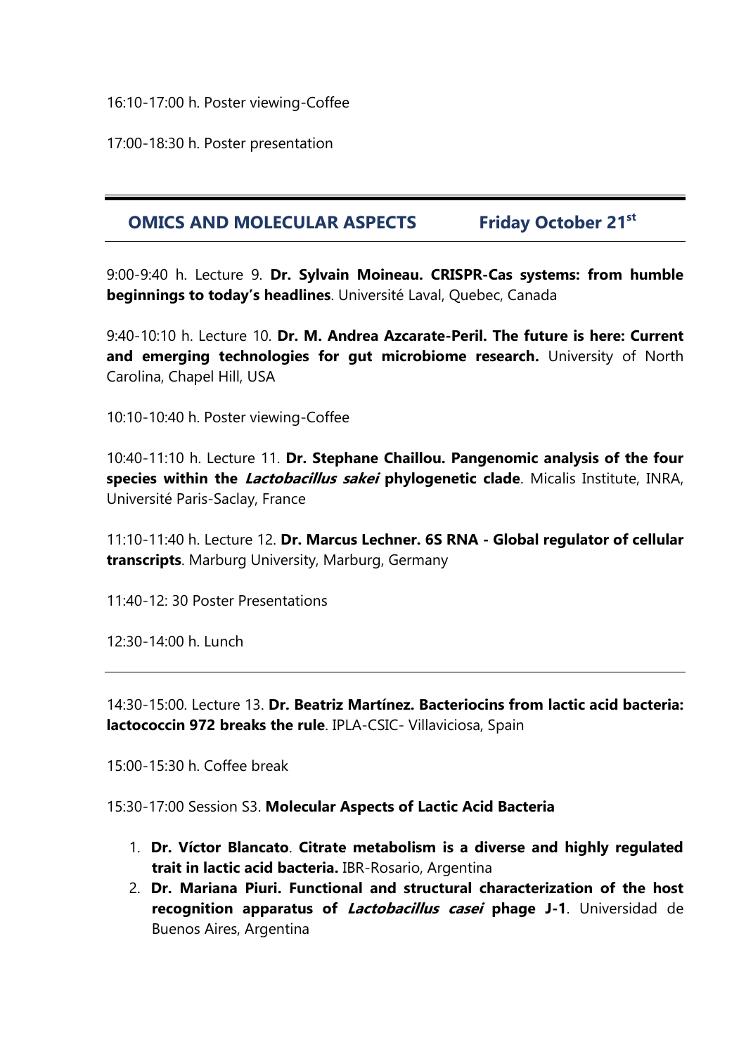16:10-17:00 h. Poster viewing-Coffee

17:00-18:30 h. Poster presentation

---

## OMICS AND MOLECULAR ASPECTS — Friday October 21st

---

9:00-9:40 h. Lecture 9. **Dr. Sylvain Moineau. CRISPR-Cas systems: from humble beginnings to today's headlines**. Université Laval, Quebec, Canada

9:40-10:10 h. Lecture 10. **Dr. M. Andrea Azcarate-Peril. The future is here: Current and emerging technologies for gut microbiome research.** University of North Carolina, Chapel Hill, USA

10:10-10:40 h. Poster viewing-Coffee

10:40-11:10 h. Lecture 11. **Dr. Stephane Chaillou. Pangenomic analysis of the four species within the *Lactobacillus sakei* phylogenetic clade**. Micalis Institute, INRA, Université Paris-Saclay, France

11:10-11:40 h. Lecture 12. **Dr. Marcus Lechner. 6S RNA - Global regulator of cellular transcripts**. Marburg University, Marburg, Germany

11:40-12: 30 Poster Presentations

12:30-14:00 h. Lunch

---

14:30-15:00. Lecture 13. **Dr. Beatriz Martínez. Bacteriocins from lactic acid bacteria: lactococcin 972 breaks the rule**. IPLA-CSIC- Villaviciosa, Spain

15:00-15:30 h. Coffee break

15:30-17:00 Session S3. **Molecular Aspects of Lactic Acid Bacteria**

1. **Dr. Víctor Blancato**. **Citrate metabolism is a diverse and highly regulated trait in lactic acid bacteria.** IBR-Rosario, Argentina
2. **Dr. Mariana Piuri. Functional and structural characterization of the host recognition apparatus of *Lactobacillus casei* phage J-1**. Universidad de Buenos Aires, Argentina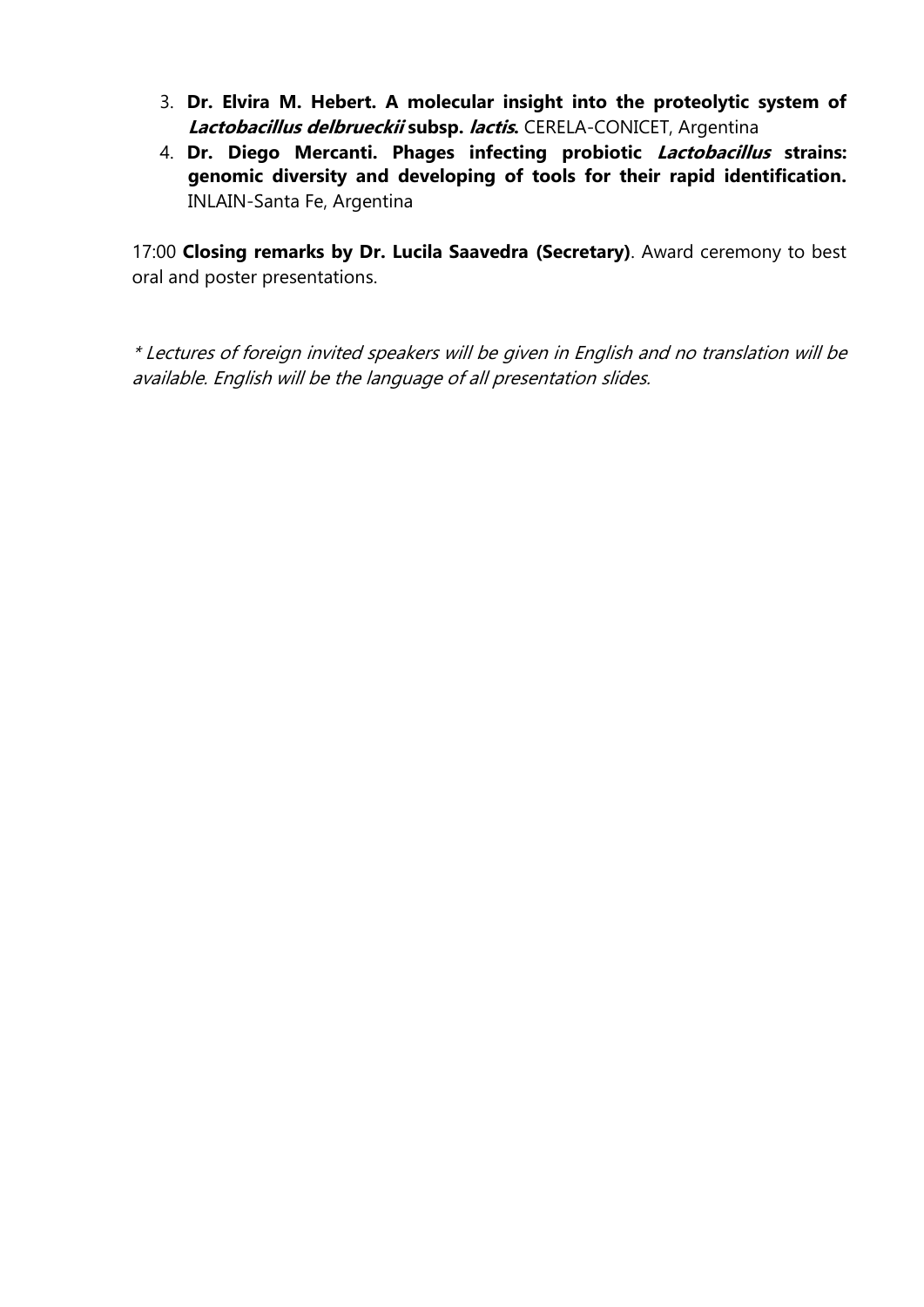3. **Dr. Elvira M. Hebert. A molecular insight into the proteolytic system of *Lactobacillus delbrueckii* subsp. *lactis*.** CERELA-CONICET, Argentina
4. **Dr. Diego Mercanti. Phages infecting probiotic *Lactobacillus* strains: genomic diversity and developing of tools for their rapid identification.** INLAIN-Santa Fe, Argentina

17:00 **Closing remarks by Dr. Lucila Saavedra (Secretary)**. Award ceremony to best oral and poster presentations.

*\* Lectures of foreign invited speakers will be given in English and no translation will be available. English will be the language of all presentation slides.*